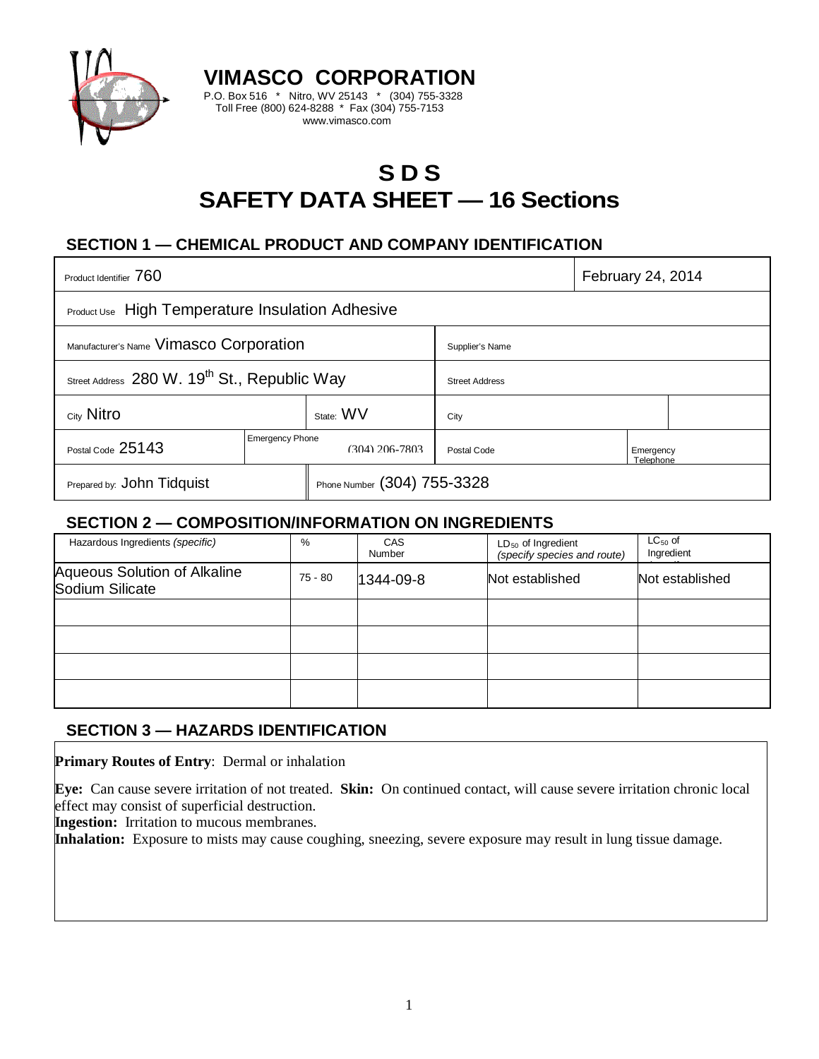# VIMASCO CORPORATION

P.O. Box 516 * Nitro, WV 25143 * (304) 755-3328
Toll Free (800) 624-8288 * Fax (304) 755-7153
www.vimasco.com

# S D S
# SAFETY DATA SHEET — 16 Sections

## SECTION 1 — CHEMICAL PRODUCT AND COMPANY IDENTIFICATION

| | | | |
|---|---|---|---|
| Product Identifier 760 | | | February 24, 2014 |
| Product Use High Temperature Insulation Adhesive | | | |
| Manufacturer's Name Vimasco Corporation | | Supplier's Name | |
| Street Address 280 W. 19th St., Republic Way | | Street Address | |
| City Nitro | State: WV | City | |
| Postal Code 25143 | Emergency Phone (304) 206-7803 | Postal Code | Emergency Telephone |
| Prepared by: John Tidquist | Phone Number (304) 755-3328 | | |

## SECTION 2 — COMPOSITION/INFORMATION ON INGREDIENTS

| Hazardous Ingredients *(specific)* | % | CAS Number | $LD_{50}$ of Ingredient *(specify species and route)* | $LC_{50}$ of Ingredient |
|---|---|---|---|---|
| Aqueous Solution of Alkaline Sodium Silicate | 75 - 80 | 1344-09-8 | Not established | Not established |
| | | | | |
| | | | | |
| | | | | |
| | | | | |

## SECTION 3 — HAZARDS IDENTIFICATION

**Primary Routes of Entry**: Dermal or inhalation

**Eye:** Can cause severe irritation of not treated. **Skin:** On continued contact, will cause severe irritation chronic local effect may consist of superficial destruction.
**Ingestion:** Irritation to mucous membranes.
**Inhalation:** Exposure to mists may cause coughing, sneezing, severe exposure may result in lung tissue damage.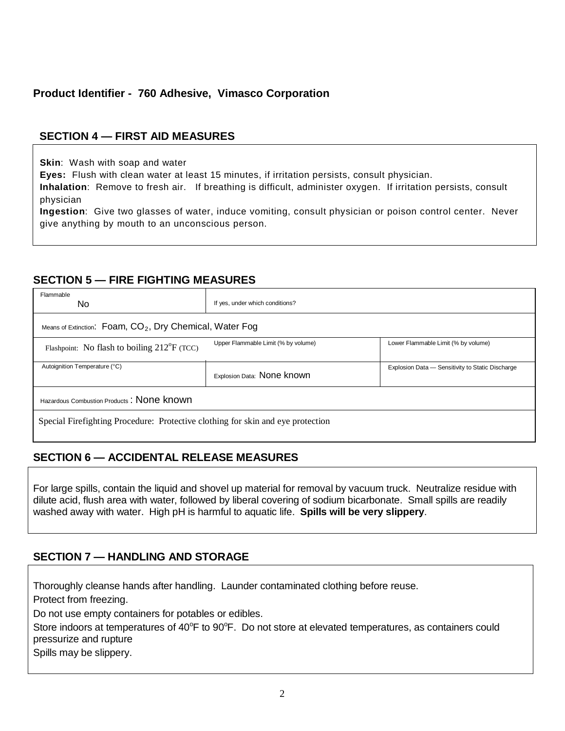**Product Identifier - 760 Adhesive, Vimasco Corporation**

## SECTION 4 — FIRST AID MEASURES

**Skin**: Wash with soap and water
**Eyes:** Flush with clean water at least 15 minutes, if irritation persists, consult physician.
**Inhalation**: Remove to fresh air. If breathing is difficult, administer oxygen. If irritation persists, consult physician
**Ingestion**: Give two glasses of water, induce vomiting, consult physician or poison control center. Never give anything by mouth to an unconscious person.

## SECTION 5 — FIRE FIGHTING MEASURES

| Flammable<br>No | If yes, under which conditions? | |
|---|---|---|
| Means of Extinction: Foam, $CO_2$, Dry Chemical, Water Fog | | |
| Flashpoint: No flash to boiling 212°F (TCC) | Upper Flammable Limit (% by volume) | Lower Flammable Limit (% by volume) |
| Autoignition Temperature (°C) | Explosion Data: None known | Explosion Data — Sensitivity to Static Discharge |
| Hazardous Combustion Products : None known | | |
| Special Firefighting Procedure: Protective clothing for skin and eye protection | | |

## SECTION 6 — ACCIDENTAL RELEASE MEASURES

For large spills, contain the liquid and shovel up material for removal by vacuum truck. Neutralize residue with dilute acid, flush area with water, followed by liberal covering of sodium bicarbonate. Small spills are readily washed away with water. High pH is harmful to aquatic life. **Spills will be very slippery**.

## SECTION 7 — HANDLING AND STORAGE

Thoroughly cleanse hands after handling. Launder contaminated clothing before reuse.

Protect from freezing.

Do not use empty containers for potables or edibles.

Store indoors at temperatures of 40°F to 90°F. Do not store at elevated temperatures, as containers could pressurize and rupture

Spills may be slippery.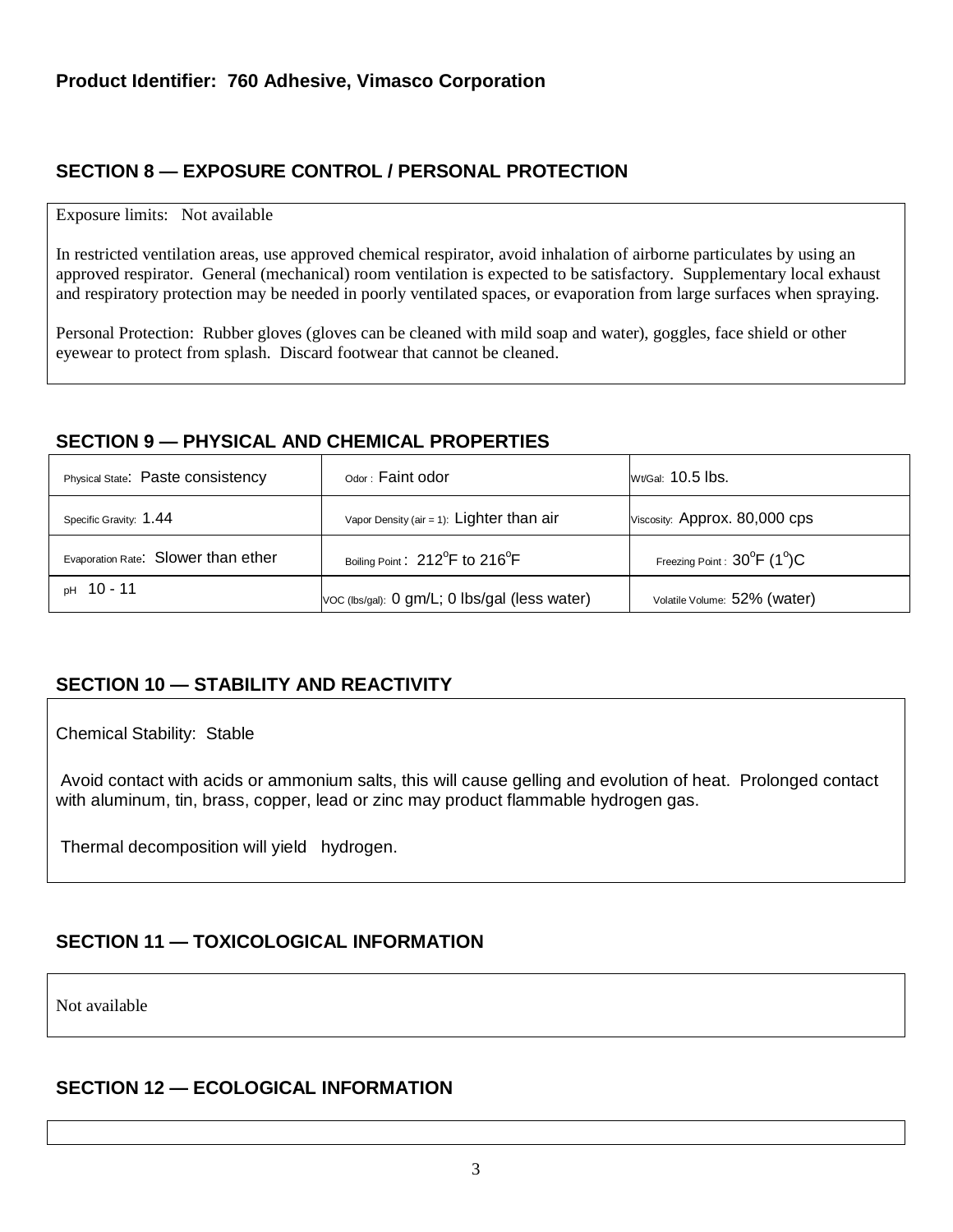**Product Identifier: 760 Adhesive, Vimasco Corporation**

## SECTION 8 — EXPOSURE CONTROL / PERSONAL PROTECTION

Exposure limits: Not available

In restricted ventilation areas, use approved chemical respirator, avoid inhalation of airborne particulates by using an approved respirator. General (mechanical) room ventilation is expected to be satisfactory. Supplementary local exhaust and respiratory protection may be needed in poorly ventilated spaces, or evaporation from large surfaces when spraying.

Personal Protection: Rubber gloves (gloves can be cleaned with mild soap and water), goggles, face shield or other eyewear to protect from splash. Discard footwear that cannot be cleaned.

## SECTION 9 — PHYSICAL AND CHEMICAL PROPERTIES

| | | |
|---|---|---|
| Physical State: Paste consistency | Odor : Faint odor | Wt/Gal: 10.5 lbs. |
| Specific Gravity: 1.44 | Vapor Density (air = 1): Lighter than air | Viscosity: Approx. 80,000 cps |
| Evaporation Rate: Slower than ether | Boiling Point : 212°F to 216°F | Freezing Point : 30°F (1°)C |
| pH 10 - 11 | VOC (lbs/gal): 0 gm/L; 0 lbs/gal (less water) | Volatile Volume: 52% (water) |

## SECTION 10 — STABILITY AND REACTIVITY

Chemical Stability: Stable

Avoid contact with acids or ammonium salts, this will cause gelling and evolution of heat. Prolonged contact with aluminum, tin, brass, copper, lead or zinc may product flammable hydrogen gas.

Thermal decomposition will yield hydrogen.

## SECTION 11 — TOXICOLOGICAL INFORMATION

Not available

## SECTION 12 — ECOLOGICAL INFORMATION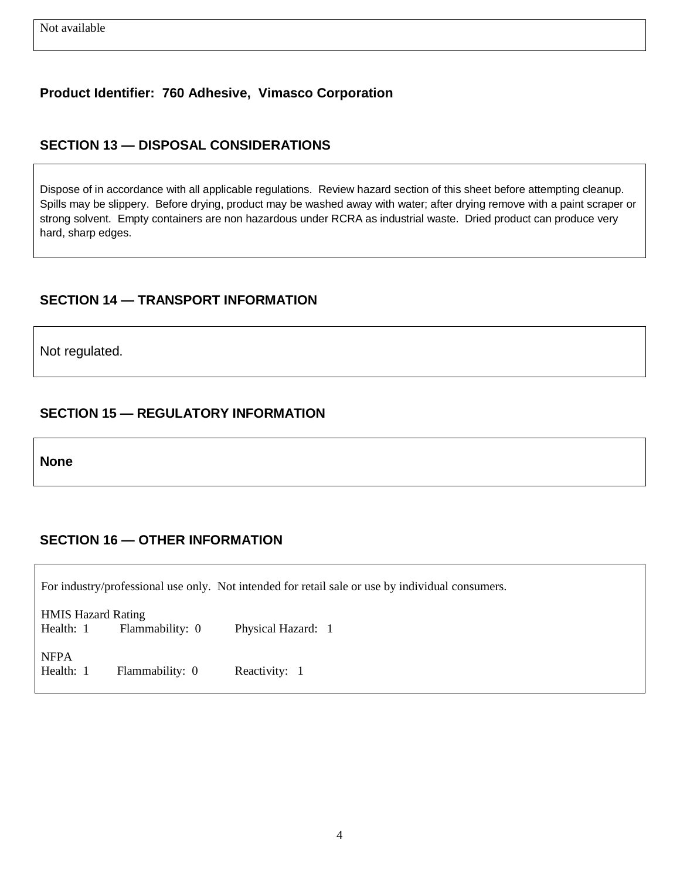Not available

**Product Identifier: 760 Adhesive, Vimasco Corporation**

## SECTION 13 — DISPOSAL CONSIDERATIONS

Dispose of in accordance with all applicable regulations. Review hazard section of this sheet before attempting cleanup. Spills may be slippery. Before drying, product may be washed away with water; after drying remove with a paint scraper or strong solvent. Empty containers are non hazardous under RCRA as industrial waste. Dried product can produce very hard, sharp edges.

## SECTION 14 — TRANSPORT INFORMATION

Not regulated.

## SECTION 15 — REGULATORY INFORMATION

**None**

## SECTION 16 — OTHER INFORMATION

For industry/professional use only. Not intended for retail sale or use by individual consumers.

HMIS Hazard Rating
Health: 1 Flammability: 0 Physical Hazard: 1

NFPA
Health: 1 Flammability: 0 Reactivity: 1